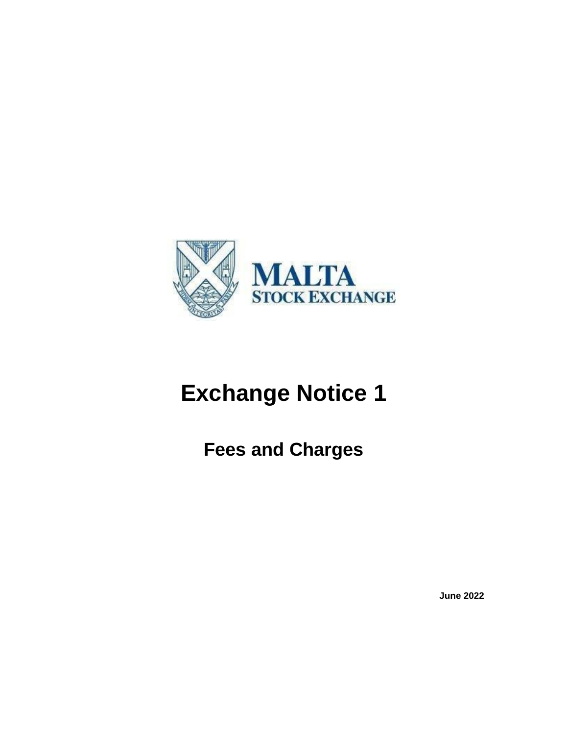MALTA STOCK EXCHANGE

# Exchange Notice 1

## Fees and Charges

**June 2022**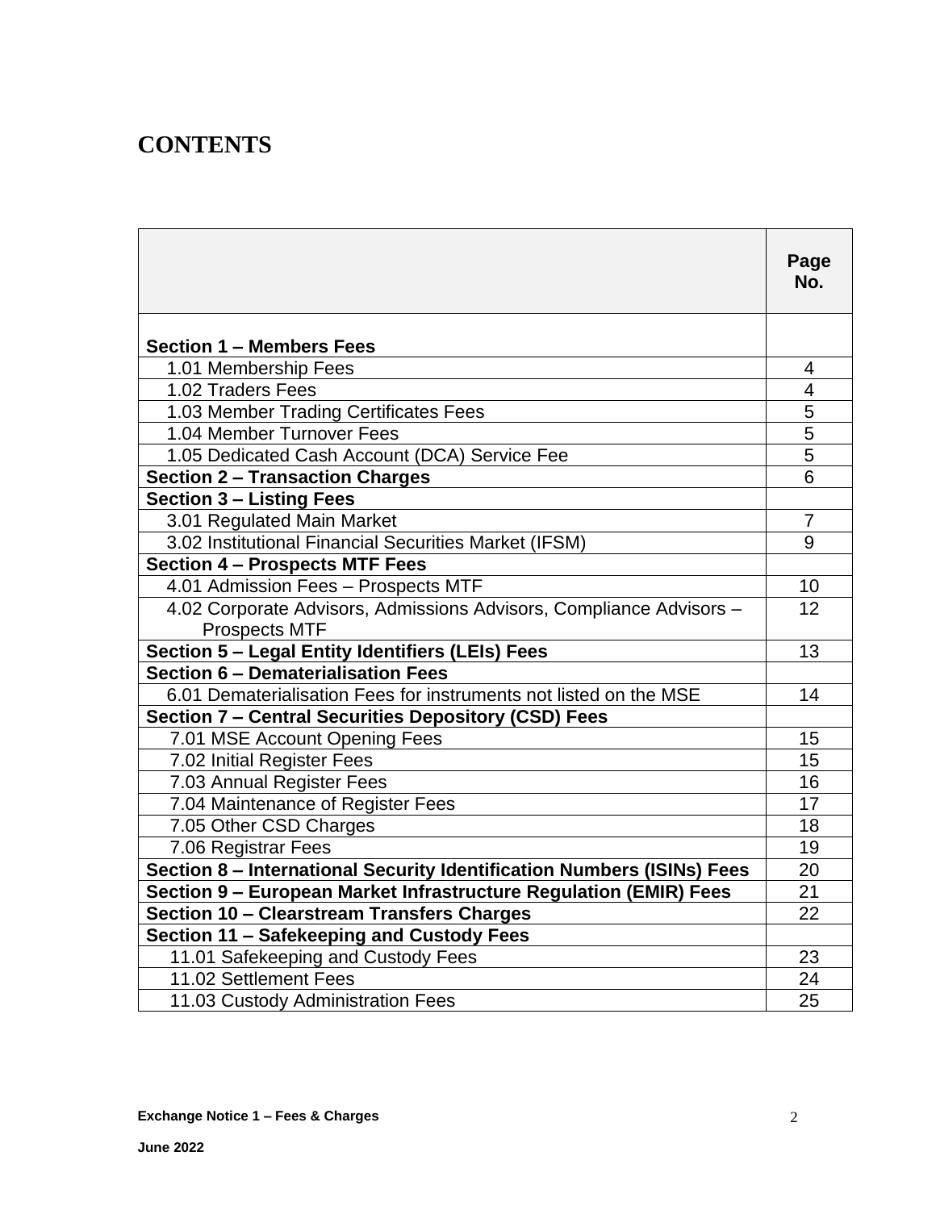# CONTENTS

| | Page No. |
|---|---|
| **Section 1 – Members Fees** | |
| 1.01 Membership Fees | 4 |
| 1.02 Traders Fees | 4 |
| 1.03 Member Trading Certificates Fees | 5 |
| 1.04 Member Turnover Fees | 5 |
| 1.05 Dedicated Cash Account (DCA) Service Fee | 5 |
| **Section 2 – Transaction Charges** | 6 |
| **Section 3 – Listing Fees** | |
| 3.01 Regulated Main Market | 7 |
| 3.02 Institutional Financial Securities Market (IFSM) | 9 |
| **Section 4 – Prospects MTF Fees** | |
| 4.01 Admission Fees – Prospects MTF | 10 |
| 4.02 Corporate Advisors, Admissions Advisors, Compliance Advisors – Prospects MTF | 12 |
| **Section 5 – Legal Entity Identifiers (LEIs) Fees** | 13 |
| **Section 6 – Dematerialisation Fees** | |
| 6.01 Dematerialisation Fees for instruments not listed on the MSE | 14 |
| **Section 7 – Central Securities Depository (CSD) Fees** | |
| 7.01 MSE Account Opening Fees | 15 |
| 7.02 Initial Register Fees | 15 |
| 7.03 Annual Register Fees | 16 |
| 7.04 Maintenance of Register Fees | 17 |
| 7.05 Other CSD Charges | 18 |
| 7.06 Registrar Fees | 19 |
| **Section 8 – International Security Identification Numbers (ISINs) Fees** | 20 |
| **Section 9 – European Market Infrastructure Regulation (EMIR) Fees** | 21 |
| **Section 10 – Clearstream Transfers Charges** | 22 |
| **Section 11 – Safekeeping and Custody Fees** | |
| 11.01 Safekeeping and Custody Fees | 23 |
| 11.02 Settlement Fees | 24 |
| 11.03 Custody Administration Fees | 25 |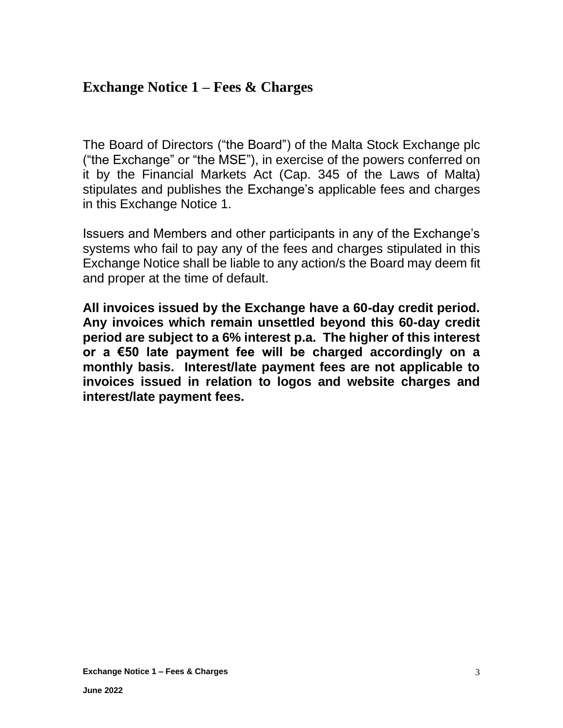# Exchange Notice 1 – Fees & Charges

The Board of Directors ("the Board") of the Malta Stock Exchange plc ("the Exchange" or "the MSE"), in exercise of the powers conferred on it by the Financial Markets Act (Cap. 345 of the Laws of Malta) stipulates and publishes the Exchange's applicable fees and charges in this Exchange Notice 1.

Issuers and Members and other participants in any of the Exchange's systems who fail to pay any of the fees and charges stipulated in this Exchange Notice shall be liable to any action/s the Board may deem fit and proper at the time of default.

**All invoices issued by the Exchange have a 60-day credit period. Any invoices which remain unsettled beyond this 60-day credit period are subject to a 6% interest p.a. The higher of this interest or a €50 late payment fee will be charged accordingly on a monthly basis. Interest/late payment fees are not applicable to invoices issued in relation to logos and website charges and interest/late payment fees.**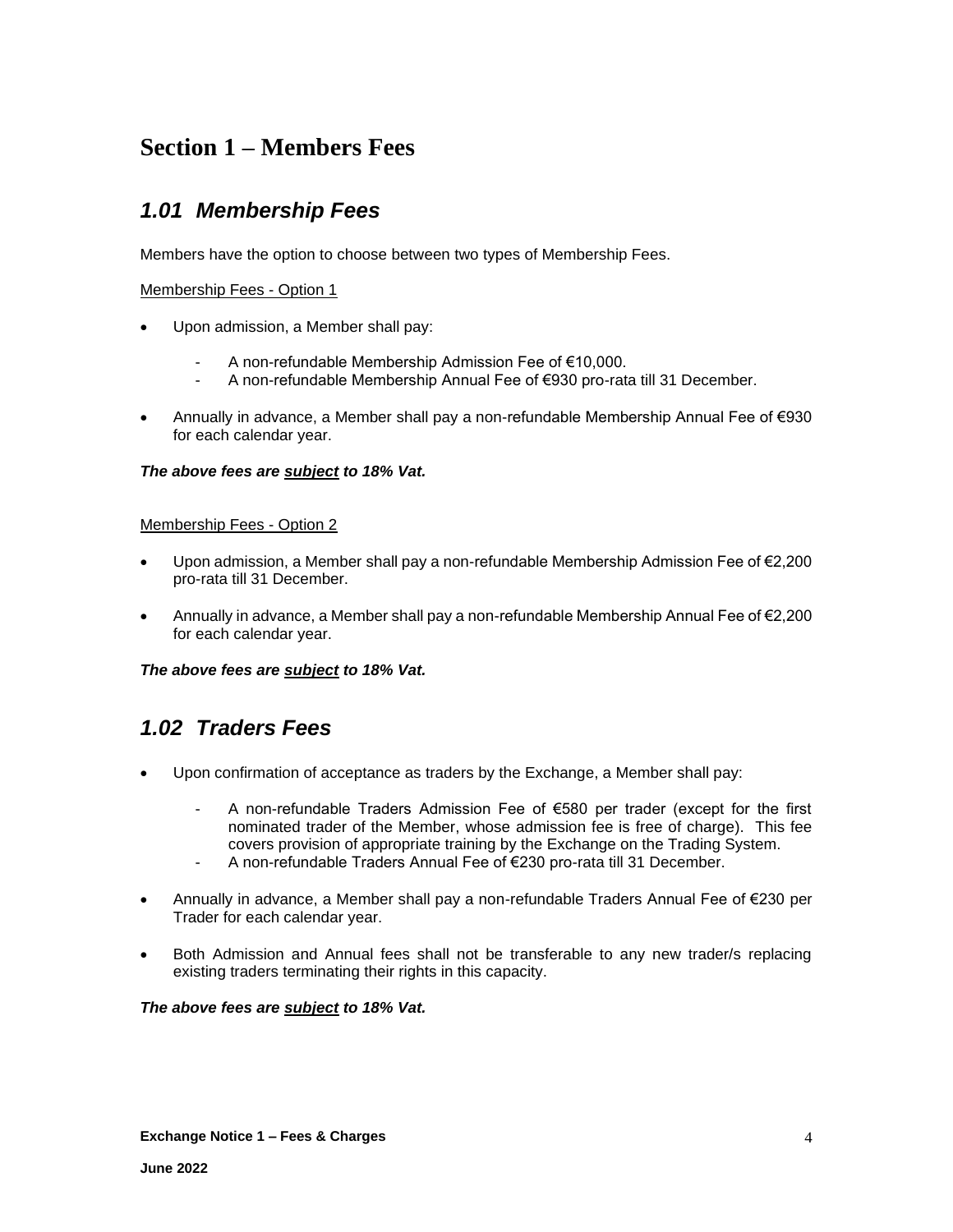# Section 1 – Members Fees

## *1.01 Membership Fees*

Members have the option to choose between two types of Membership Fees.

<u>Membership Fees - Option 1</u>

- Upon admission, a Member shall pay:
    - A non-refundable Membership Admission Fee of €10,000.
    - A non-refundable Membership Annual Fee of €930 pro-rata till 31 December.
- Annually in advance, a Member shall pay a non-refundable Membership Annual Fee of €930 for each calendar year.

***The above fees are <u>subject</u> to 18% Vat.***

<u>Membership Fees - Option 2</u>

- Upon admission, a Member shall pay a non-refundable Membership Admission Fee of €2,200 pro-rata till 31 December.
- Annually in advance, a Member shall pay a non-refundable Membership Annual Fee of €2,200 for each calendar year.

***The above fees are <u>subject</u> to 18% Vat.***

## *1.02 Traders Fees*

- Upon confirmation of acceptance as traders by the Exchange, a Member shall pay:
    - A non-refundable Traders Admission Fee of €580 per trader (except for the first nominated trader of the Member, whose admission fee is free of charge). This fee covers provision of appropriate training by the Exchange on the Trading System.
    - A non-refundable Traders Annual Fee of €230 pro-rata till 31 December.
- Annually in advance, a Member shall pay a non-refundable Traders Annual Fee of €230 per Trader for each calendar year.
- Both Admission and Annual fees shall not be transferable to any new trader/s replacing existing traders terminating their rights in this capacity.

***The above fees are <u>subject</u> to 18% Vat.***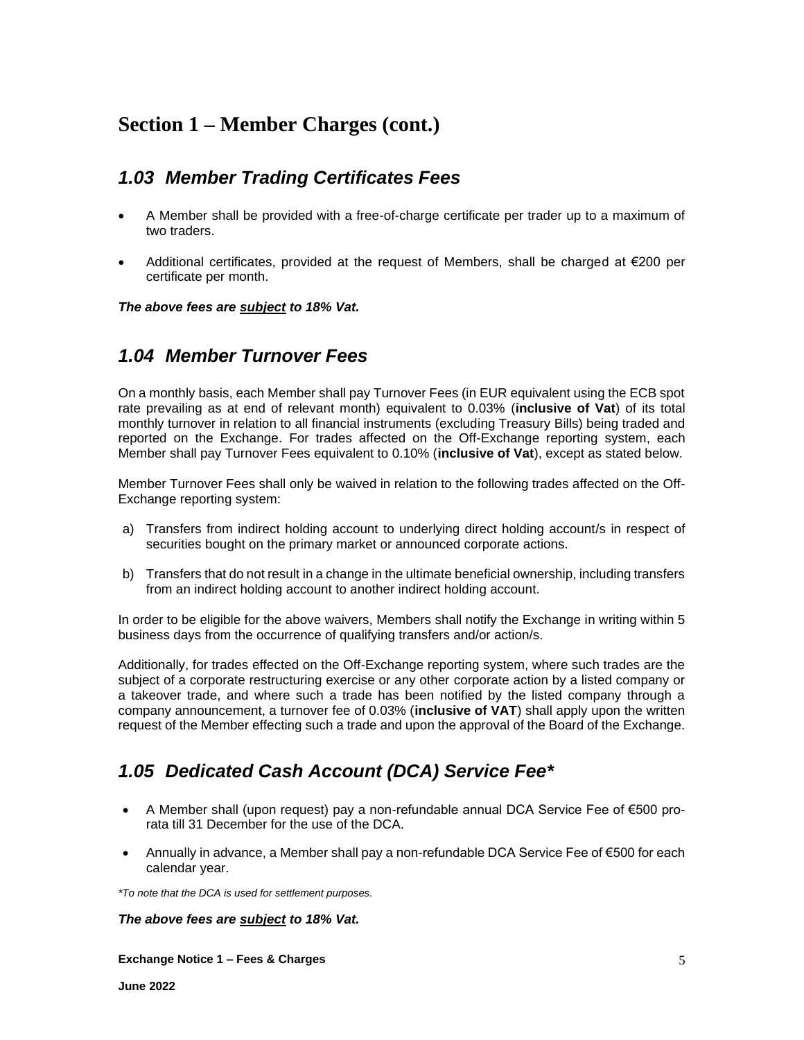# Section 1 – Member Charges (cont.)

## *1.03 Member Trading Certificates Fees*

- A Member shall be provided with a free-of-charge certificate per trader up to a maximum of two traders.
- Additional certificates, provided at the request of Members, shall be charged at €200 per certificate per month.

***The above fees are <u>subject</u> to 18% Vat.***

## *1.04 Member Turnover Fees*

On a monthly basis, each Member shall pay Turnover Fees (in EUR equivalent using the ECB spot rate prevailing as at end of relevant month) equivalent to 0.03% (**inclusive of Vat**) of its total monthly turnover in relation to all financial instruments (excluding Treasury Bills) being traded and reported on the Exchange. For trades affected on the Off-Exchange reporting system, each Member shall pay Turnover Fees equivalent to 0.10% (**inclusive of Vat**), except as stated below.

Member Turnover Fees shall only be waived in relation to the following trades affected on the Off-Exchange reporting system:

a) Transfers from indirect holding account to underlying direct holding account/s in respect of securities bought on the primary market or announced corporate actions.

b) Transfers that do not result in a change in the ultimate beneficial ownership, including transfers from an indirect holding account to another indirect holding account.

In order to be eligible for the above waivers, Members shall notify the Exchange in writing within 5 business days from the occurrence of qualifying transfers and/or action/s.

Additionally, for trades effected on the Off-Exchange reporting system, where such trades are the subject of a corporate restructuring exercise or any other corporate action by a listed company or a takeover trade, and where such a trade has been notified by the listed company through a company announcement, a turnover fee of 0.03% (**inclusive of VAT**) shall apply upon the written request of the Member effecting such a trade and upon the approval of the Board of the Exchange.

## *1.05 Dedicated Cash Account (DCA) Service Fee**

- A Member shall (upon request) pay a non-refundable annual DCA Service Fee of €500 pro-rata till 31 December for the use of the DCA.
- Annually in advance, a Member shall pay a non-refundable DCA Service Fee of €500 for each calendar year.

*\*To note that the DCA is used for settlement purposes.*

***The above fees are <u>subject</u> to 18% Vat.***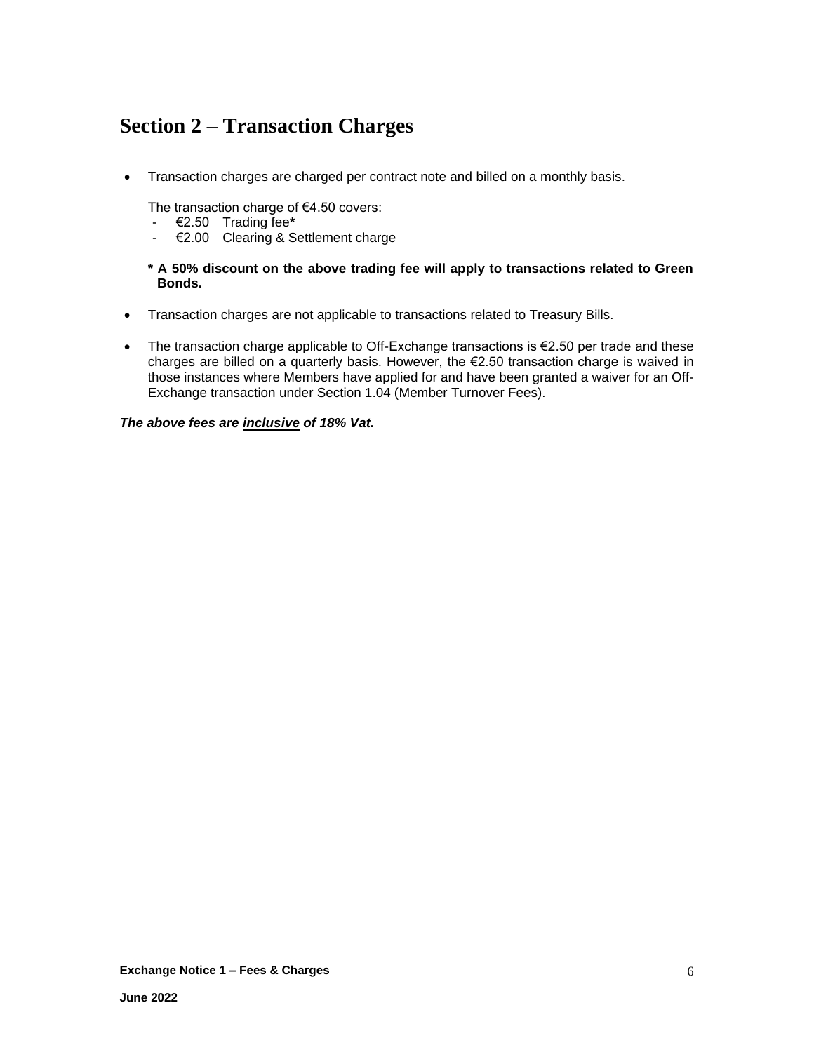# Section 2 – Transaction Charges

- Transaction charges are charged per contract note and billed on a monthly basis.

  The transaction charge of €4.50 covers:
  - €2.50 Trading fee**\***
  - €2.00 Clearing & Settlement charge

  **\* A 50% discount on the above trading fee will apply to transactions related to Green Bonds.**

- Transaction charges are not applicable to transactions related to Treasury Bills.

- The transaction charge applicable to Off-Exchange transactions is €2.50 per trade and these charges are billed on a quarterly basis. However, the €2.50 transaction charge is waived in those instances where Members have applied for and have been granted a waiver for an Off-Exchange transaction under Section 1.04 (Member Turnover Fees).

***The above fees are <u>inclusive</u> of 18% Vat.***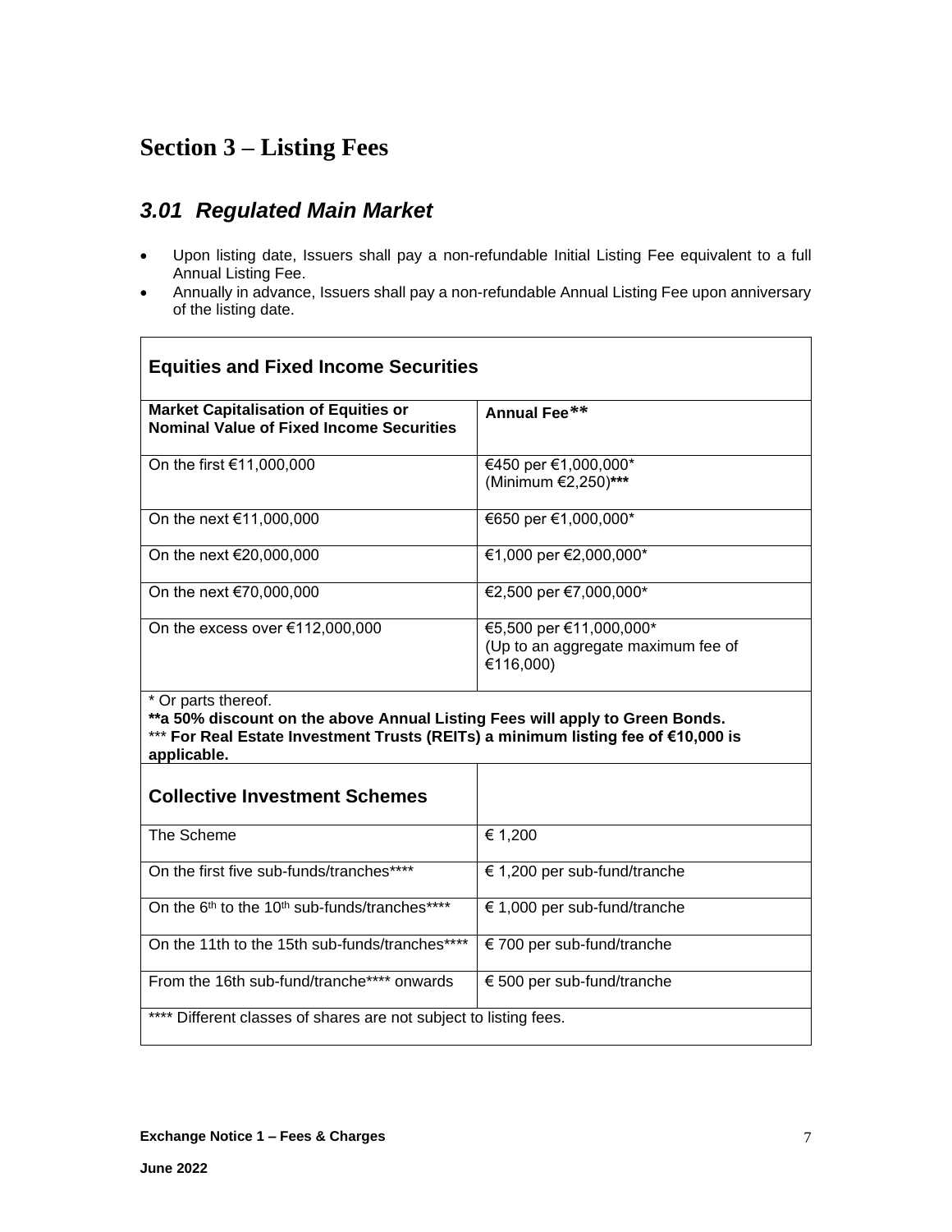## Section 3 – Listing Fees

### *3.01 Regulated Main Market*

- Upon listing date, Issuers shall pay a non-refundable Initial Listing Fee equivalent to a full Annual Listing Fee.
- Annually in advance, Issuers shall pay a non-refundable Annual Listing Fee upon anniversary of the listing date.

| **Equities and Fixed Income Securities** | |
|---|---|
| **Market Capitalisation of Equities or Nominal Value of Fixed Income Securities** | **Annual Fee\*\*** |
| On the first €11,000,000 | €450 per €1,000,000* (Minimum €2,250)**\*\*\*** |
| On the next €11,000,000 | €650 per €1,000,000* |
| On the next €20,000,000 | €1,000 per €2,000,000* |
| On the next €70,000,000 | €2,500 per €7,000,000* |
| On the excess over €112,000,000 | €5,500 per €11,000,000* (Up to an aggregate maximum fee of €116,000) |
| * Or parts thereof. **\*\*a 50% discount on the above Annual Listing Fees will apply to Green Bonds.** *** **For Real Estate Investment Trusts (REITs) a minimum listing fee of €10,000 is applicable.** | |
| **Collective Investment Schemes** | |
| The Scheme | € 1,200 |
| On the first five sub-funds/tranches**** | € 1,200 per sub-fund/tranche |
| On the 6th to the 10th sub-funds/tranches**** | € 1,000 per sub-fund/tranche |
| On the 11th to the 15th sub-funds/tranches**** | € 700 per sub-fund/tranche |
| From the 16th sub-fund/tranche**** onwards | € 500 per sub-fund/tranche |
| **** Different classes of shares are not subject to listing fees. | |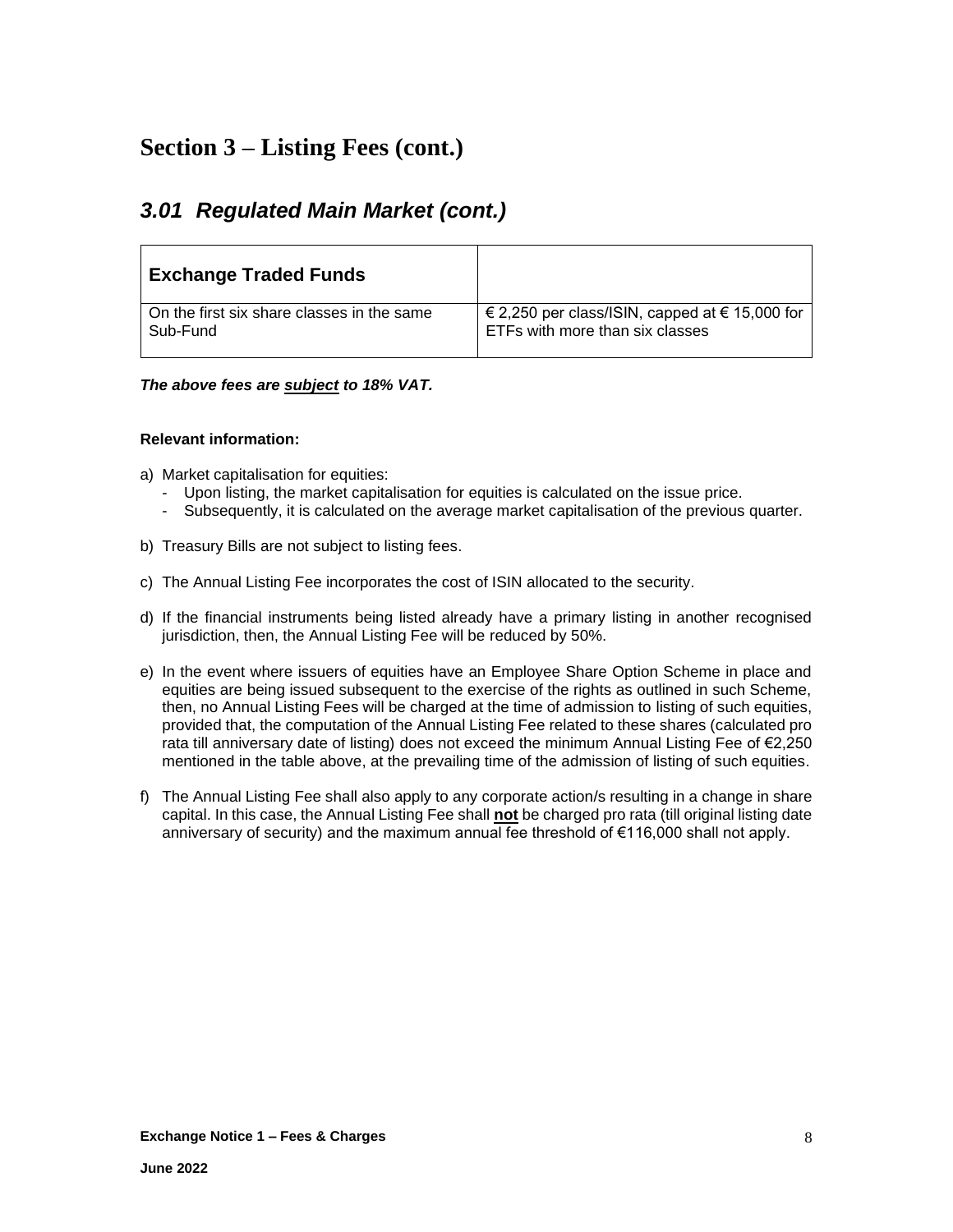## Section 3 – Listing Fees (cont.)

### *3.01 Regulated Main Market (cont.)*

| **Exchange Traded Funds** | |
|---|---|
| On the first six share classes in the same Sub-Fund | € 2,250 per class/ISIN, capped at € 15,000 for ETFs with more than six classes |

***The above fees are <u>subject</u> to 18% VAT.***

**Relevant information:**

a) Market capitalisation for equities:
   - Upon listing, the market capitalisation for equities is calculated on the issue price.
   - Subsequently, it is calculated on the average market capitalisation of the previous quarter.

b) Treasury Bills are not subject to listing fees.

c) The Annual Listing Fee incorporates the cost of ISIN allocated to the security.

d) If the financial instruments being listed already have a primary listing in another recognised jurisdiction, then, the Annual Listing Fee will be reduced by 50%.

e) In the event where issuers of equities have an Employee Share Option Scheme in place and equities are being issued subsequent to the exercise of the rights as outlined in such Scheme, then, no Annual Listing Fees will be charged at the time of admission to listing of such equities, provided that, the computation of the Annual Listing Fee related to these shares (calculated pro rata till anniversary date of listing) does not exceed the minimum Annual Listing Fee of €2,250 mentioned in the table above, at the prevailing time of the admission of listing of such equities.

f) The Annual Listing Fee shall also apply to any corporate action/s resulting in a change in share capital. In this case, the Annual Listing Fee shall **<u>not</u>** be charged pro rata (till original listing date anniversary of security) and the maximum annual fee threshold of €116,000 shall not apply.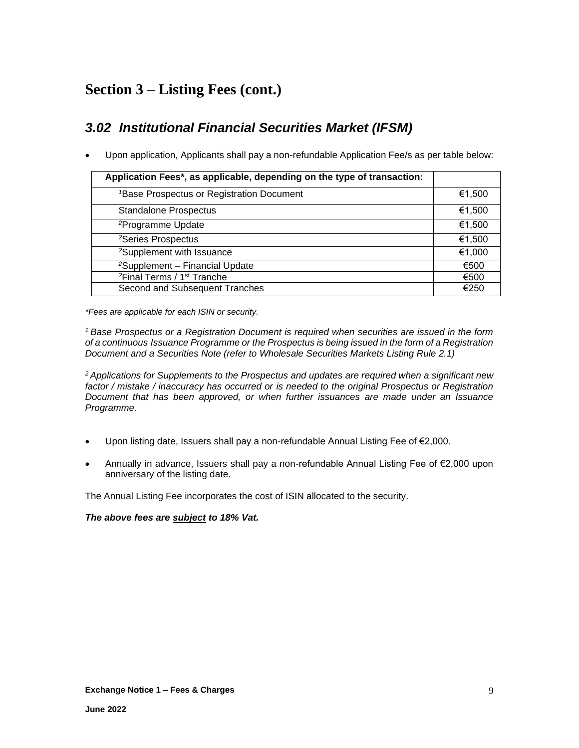# Section 3 – Listing Fees (cont.)

## *3.02 Institutional Financial Securities Market (IFSM)*

- Upon application, Applicants shall pay a non-refundable Application Fee/s as per table below:

| Application Fees*, as applicable, depending on the type of transaction: | |
|---|---|
| [1]Base Prospectus or Registration Document | €1,500 |
| Standalone Prospectus | €1,500 |
| [2]Programme Update | €1,500 |
| [2]Series Prospectus | €1,500 |
| [2]Supplement with Issuance | €1,000 |
| [2]Supplement – Financial Update | €500 |
| [2]Final Terms / 1st Tranche | €500 |
| Second and Subsequent Tranches | €250 |

*\*Fees are applicable for each ISIN or security.*

*[1] Base Prospectus or a Registration Document is required when securities are issued in the form of a continuous Issuance Programme or the Prospectus is being issued in the form of a Registration Document and a Securities Note (refer to Wholesale Securities Markets Listing Rule 2.1)*

*[2] Applications for Supplements to the Prospectus and updates are required when a significant new factor / mistake / inaccuracy has occurred or is needed to the original Prospectus or Registration Document that has been approved, or when further issuances are made under an Issuance Programme.*

- Upon listing date, Issuers shall pay a non-refundable Annual Listing Fee of €2,000.
- Annually in advance, Issuers shall pay a non-refundable Annual Listing Fee of €2,000 upon anniversary of the listing date.

The Annual Listing Fee incorporates the cost of ISIN allocated to the security.

***The above fees are subject to 18% Vat.***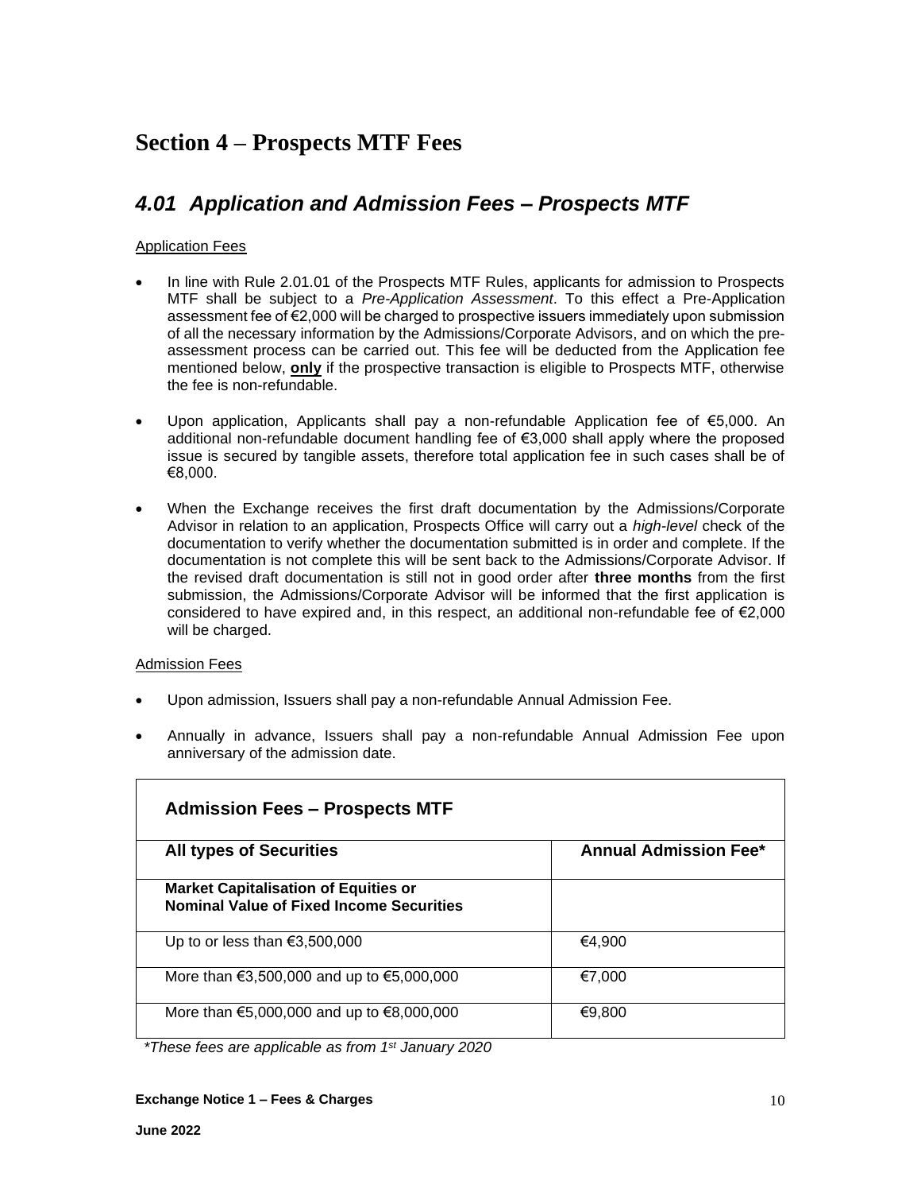# Section 4 – Prospects MTF Fees

## *4.01 Application and Admission Fees – Prospects MTF*

Application Fees

- In line with Rule 2.01.01 of the Prospects MTF Rules, applicants for admission to Prospects MTF shall be subject to a *Pre-Application Assessment*. To this effect a Pre-Application assessment fee of €2,000 will be charged to prospective issuers immediately upon submission of all the necessary information by the Admissions/Corporate Advisors, and on which the pre-assessment process can be carried out. This fee will be deducted from the Application fee mentioned below, **only** if the prospective transaction is eligible to Prospects MTF, otherwise the fee is non-refundable.

- Upon application, Applicants shall pay a non-refundable Application fee of €5,000. An additional non-refundable document handling fee of €3,000 shall apply where the proposed issue is secured by tangible assets, therefore total application fee in such cases shall be of €8,000.

- When the Exchange receives the first draft documentation by the Admissions/Corporate Advisor in relation to an application, Prospects Office will carry out a *high-level* check of the documentation to verify whether the documentation submitted is in order and complete. If the documentation is not complete this will be sent back to the Admissions/Corporate Advisor. If the revised draft documentation is still not in good order after **three months** from the first submission, the Admissions/Corporate Advisor will be informed that the first application is considered to have expired and, in this respect, an additional non-refundable fee of €2,000 will be charged.

Admission Fees

- Upon admission, Issuers shall pay a non-refundable Annual Admission Fee.

- Annually in advance, Issuers shall pay a non-refundable Annual Admission Fee upon anniversary of the admission date.

| **Admission Fees – Prospects MTF** | |
|---|---|
| **All types of Securities** | **Annual Admission Fee*** |
| **Market Capitalisation of Equities or Nominal Value of Fixed Income Securities** | |
| Up to or less than €3,500,000 | €4,900 |
| More than €3,500,000 and up to €5,000,000 | €7,000 |
| More than €5,000,000 and up to €8,000,000 | €9,800 |

*\*These fees are applicable as from 1st January 2020*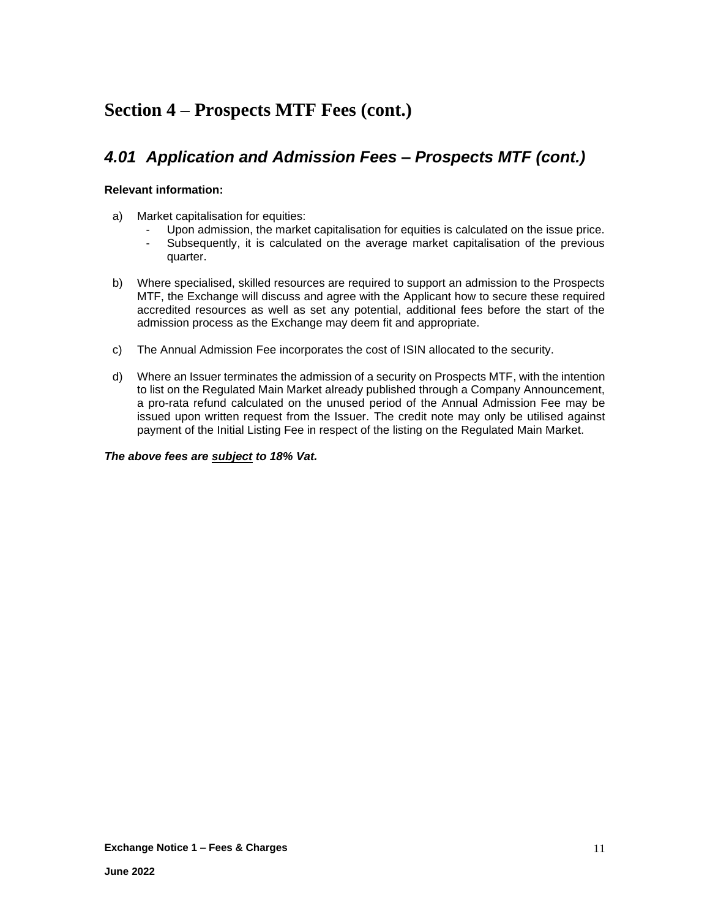# Section 4 – Prospects MTF Fees (cont.)

## *4.01 Application and Admission Fees – Prospects MTF (cont.)*

**Relevant information:**

a) Market capitalisation for equities:
   - Upon admission, the market capitalisation for equities is calculated on the issue price.
   - Subsequently, it is calculated on the average market capitalisation of the previous quarter.

b) Where specialised, skilled resources are required to support an admission to the Prospects MTF, the Exchange will discuss and agree with the Applicant how to secure these required accredited resources as well as set any potential, additional fees before the start of the admission process as the Exchange may deem fit and appropriate.

c) The Annual Admission Fee incorporates the cost of ISIN allocated to the security.

d) Where an Issuer terminates the admission of a security on Prospects MTF, with the intention to list on the Regulated Main Market already published through a Company Announcement, a pro-rata refund calculated on the unused period of the Annual Admission Fee may be issued upon written request from the Issuer. The credit note may only be utilised against payment of the Initial Listing Fee in respect of the listing on the Regulated Main Market.

***The above fees are <u>subject</u> to 18% Vat.***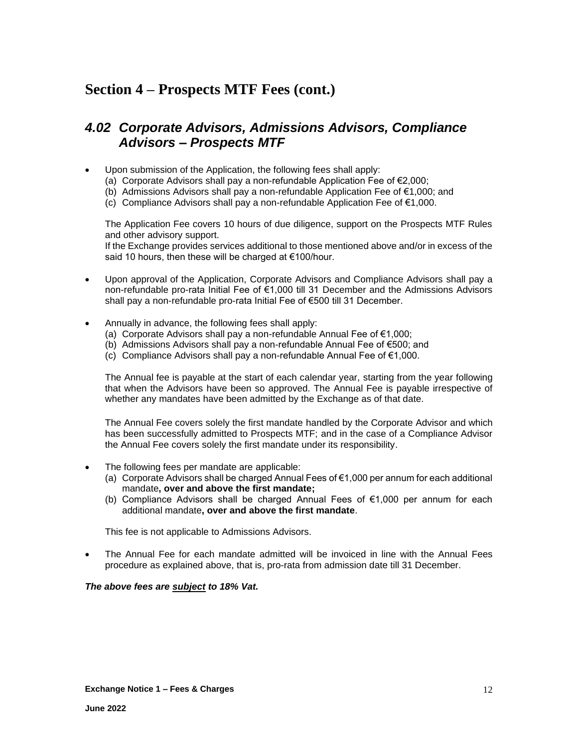# Section 4 – Prospects MTF Fees (cont.)

## *4.02 Corporate Advisors, Admissions Advisors, Compliance Advisors – Prospects MTF*

- Upon submission of the Application, the following fees shall apply:
  (a) Corporate Advisors shall pay a non-refundable Application Fee of €2,000;
  (b) Admissions Advisors shall pay a non-refundable Application Fee of €1,000; and
  (c) Compliance Advisors shall pay a non-refundable Application Fee of €1,000.

  The Application Fee covers 10 hours of due diligence, support on the Prospects MTF Rules and other advisory support.
  If the Exchange provides services additional to those mentioned above and/or in excess of the said 10 hours, then these will be charged at €100/hour.

- Upon approval of the Application, Corporate Advisors and Compliance Advisors shall pay a non-refundable pro-rata Initial Fee of €1,000 till 31 December and the Admissions Advisors shall pay a non-refundable pro-rata Initial Fee of €500 till 31 December.

- Annually in advance, the following fees shall apply:
  (a) Corporate Advisors shall pay a non-refundable Annual Fee of €1,000;
  (b) Admissions Advisors shall pay a non-refundable Annual Fee of €500; and
  (c) Compliance Advisors shall pay a non-refundable Annual Fee of €1,000.

  The Annual fee is payable at the start of each calendar year, starting from the year following that when the Advisors have been so approved. The Annual Fee is payable irrespective of whether any mandates have been admitted by the Exchange as of that date.

  The Annual Fee covers solely the first mandate handled by the Corporate Advisor and which has been successfully admitted to Prospects MTF; and in the case of a Compliance Advisor the Annual Fee covers solely the first mandate under its responsibility.

- The following fees per mandate are applicable:
  (a) Corporate Advisors shall be charged Annual Fees of €1,000 per annum for each additional mandate**, over and above the first mandate;**
  (b) Compliance Advisors shall be charged Annual Fees of €1,000 per annum for each additional mandate**, over and above the first mandate**.

  This fee is not applicable to Admissions Advisors.

- The Annual Fee for each mandate admitted will be invoiced in line with the Annual Fees procedure as explained above, that is, pro-rata from admission date till 31 December.

***The above fees are <u>subject</u> to 18% Vat.***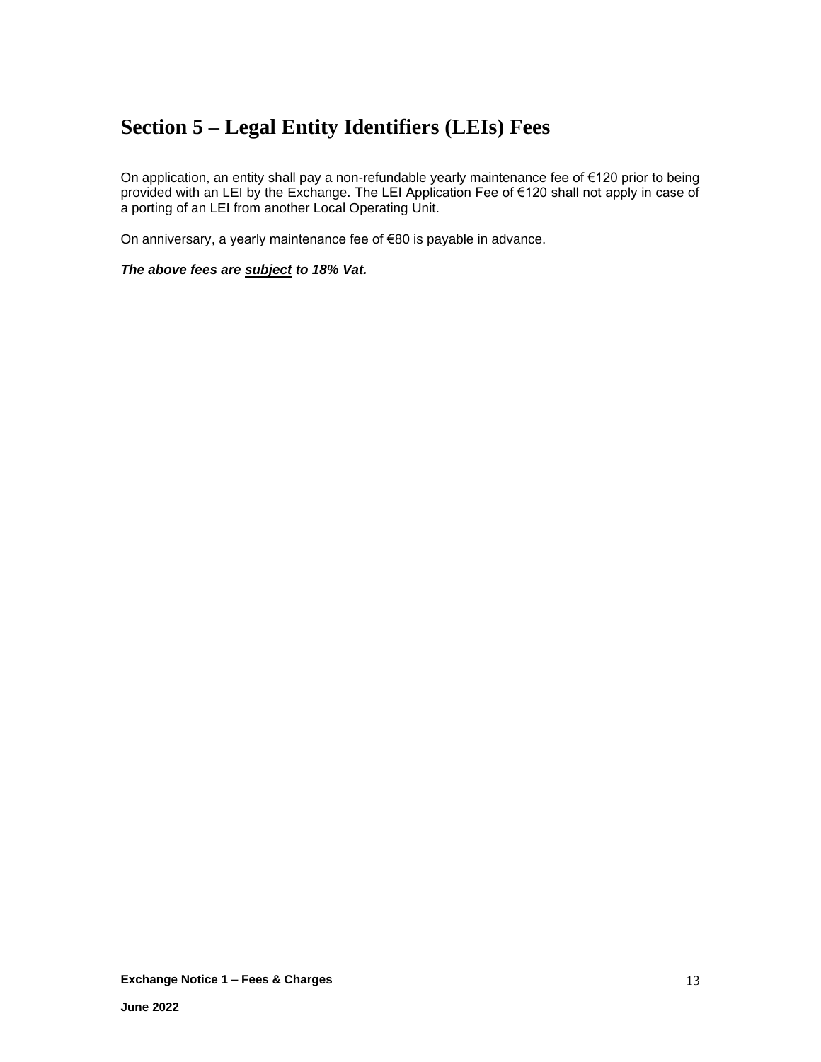# Section 5 – Legal Entity Identifiers (LEIs) Fees

On application, an entity shall pay a non-refundable yearly maintenance fee of €120 prior to being provided with an LEI by the Exchange. The LEI Application Fee of €120 shall not apply in case of a porting of an LEI from another Local Operating Unit.

On anniversary, a yearly maintenance fee of €80 is payable in advance.

***The above fees are <u>subject</u> to 18% Vat.***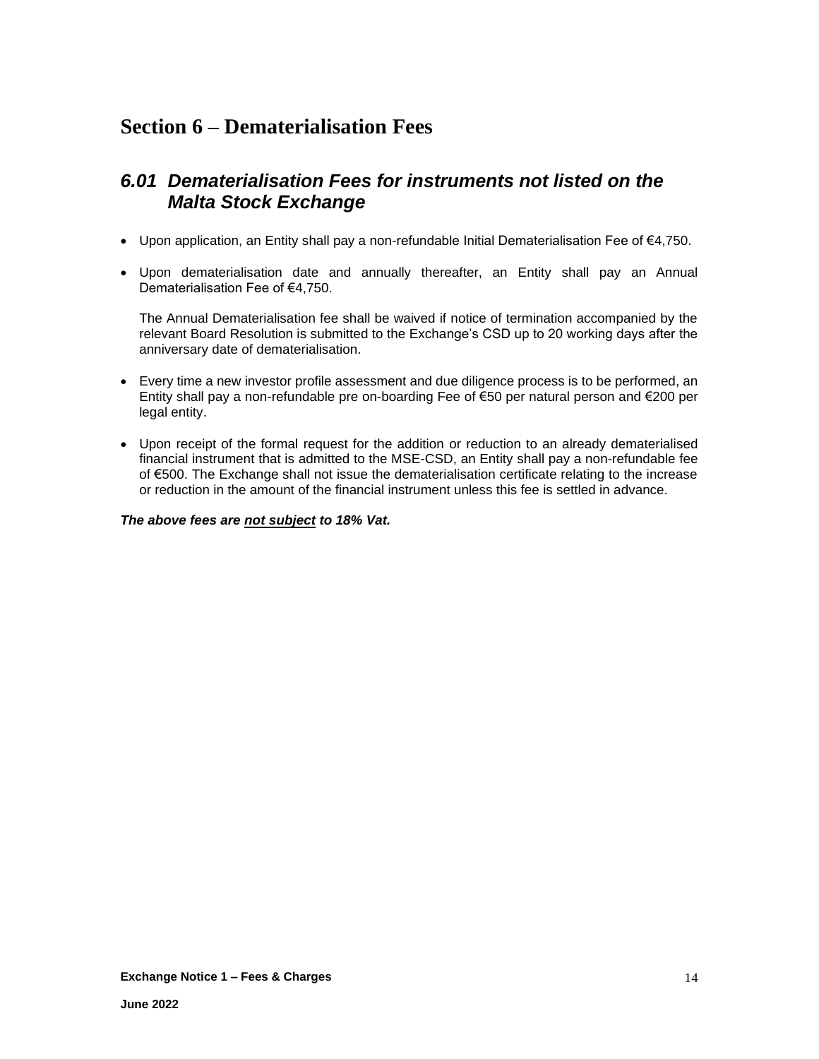# Section 6 – Dematerialisation Fees

## *6.01 Dematerialisation Fees for instruments not listed on the Malta Stock Exchange*

- Upon application, an Entity shall pay a non-refundable Initial Dematerialisation Fee of €4,750.
- Upon dematerialisation date and annually thereafter, an Entity shall pay an Annual Dematerialisation Fee of €4,750.

  The Annual Dematerialisation fee shall be waived if notice of termination accompanied by the relevant Board Resolution is submitted to the Exchange's CSD up to 20 working days after the anniversary date of dematerialisation.
- Every time a new investor profile assessment and due diligence process is to be performed, an Entity shall pay a non-refundable pre on-boarding Fee of €50 per natural person and €200 per legal entity.
- Upon receipt of the formal request for the addition or reduction to an already dematerialised financial instrument that is admitted to the MSE-CSD, an Entity shall pay a non-refundable fee of €500. The Exchange shall not issue the dematerialisation certificate relating to the increase or reduction in the amount of the financial instrument unless this fee is settled in advance.

***The above fees are <u>not subject</u> to 18% Vat.***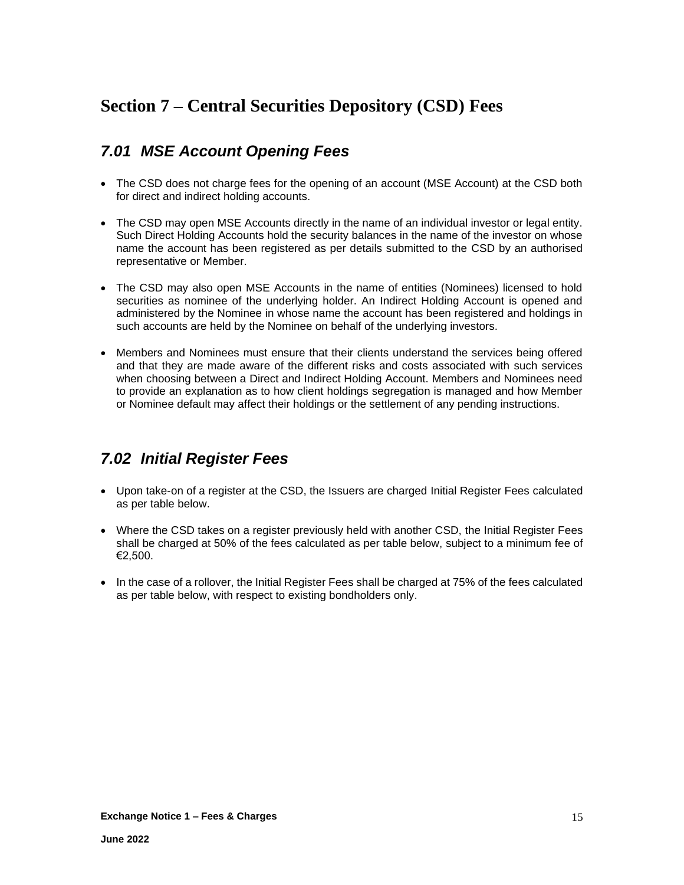# Section 7 – Central Securities Depository (CSD) Fees

## *7.01 MSE Account Opening Fees*

- The CSD does not charge fees for the opening of an account (MSE Account) at the CSD both for direct and indirect holding accounts.
- The CSD may open MSE Accounts directly in the name of an individual investor or legal entity. Such Direct Holding Accounts hold the security balances in the name of the investor on whose name the account has been registered as per details submitted to the CSD by an authorised representative or Member.
- The CSD may also open MSE Accounts in the name of entities (Nominees) licensed to hold securities as nominee of the underlying holder. An Indirect Holding Account is opened and administered by the Nominee in whose name the account has been registered and holdings in such accounts are held by the Nominee on behalf of the underlying investors.
- Members and Nominees must ensure that their clients understand the services being offered and that they are made aware of the different risks and costs associated with such services when choosing between a Direct and Indirect Holding Account. Members and Nominees need to provide an explanation as to how client holdings segregation is managed and how Member or Nominee default may affect their holdings or the settlement of any pending instructions.

## *7.02 Initial Register Fees*

- Upon take-on of a register at the CSD, the Issuers are charged Initial Register Fees calculated as per table below.
- Where the CSD takes on a register previously held with another CSD, the Initial Register Fees shall be charged at 50% of the fees calculated as per table below, subject to a minimum fee of €2,500.
- In the case of a rollover, the Initial Register Fees shall be charged at 75% of the fees calculated as per table below, with respect to existing bondholders only.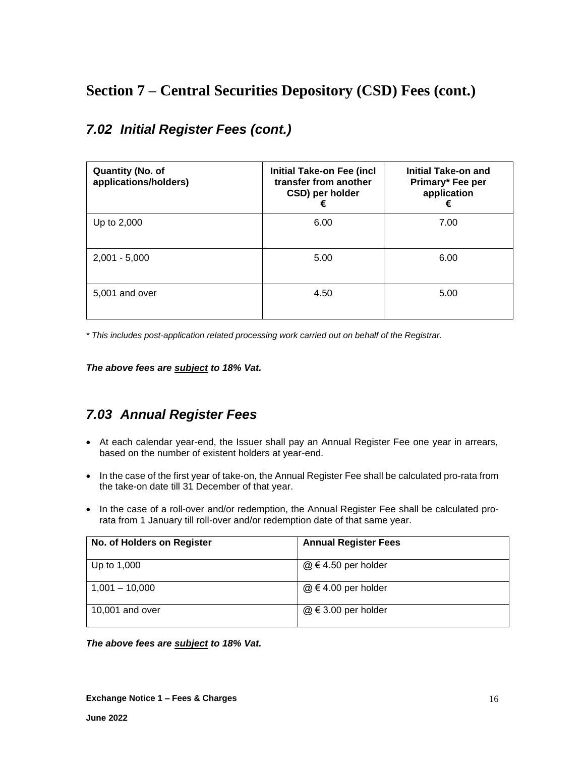# Section 7 – Central Securities Depository (CSD) Fees (cont.)

## *7.02 Initial Register Fees (cont.)*

| Quantity (No. of applications/holders) | Initial Take-on Fee (incl transfer from another CSD) per holder € | Initial Take-on and Primary* Fee per application € |
|---|---|---|
| Up to 2,000 | 6.00 | 7.00 |
| 2,001 - 5,000 | 5.00 | 6.00 |
| 5,001 and over | 4.50 | 5.00 |

*\* This includes post-application related processing work carried out on behalf of the Registrar.*

***The above fees are <u>subject</u> to 18% Vat.***

## *7.03 Annual Register Fees*

- At each calendar year-end, the Issuer shall pay an Annual Register Fee one year in arrears, based on the number of existent holders at year-end.
- In the case of the first year of take-on, the Annual Register Fee shall be calculated pro-rata from the take-on date till 31 December of that year.
- In the case of a roll-over and/or redemption, the Annual Register Fee shall be calculated pro-rata from 1 January till roll-over and/or redemption date of that same year.

| No. of Holders on Register | Annual Register Fees |
|---|---|
| Up to 1,000 | @ € 4.50 per holder |
| 1,001 – 10,000 | @ € 4.00 per holder |
| 10,001 and over | @ € 3.00 per holder |

***The above fees are <u>subject</u> to 18% Vat.***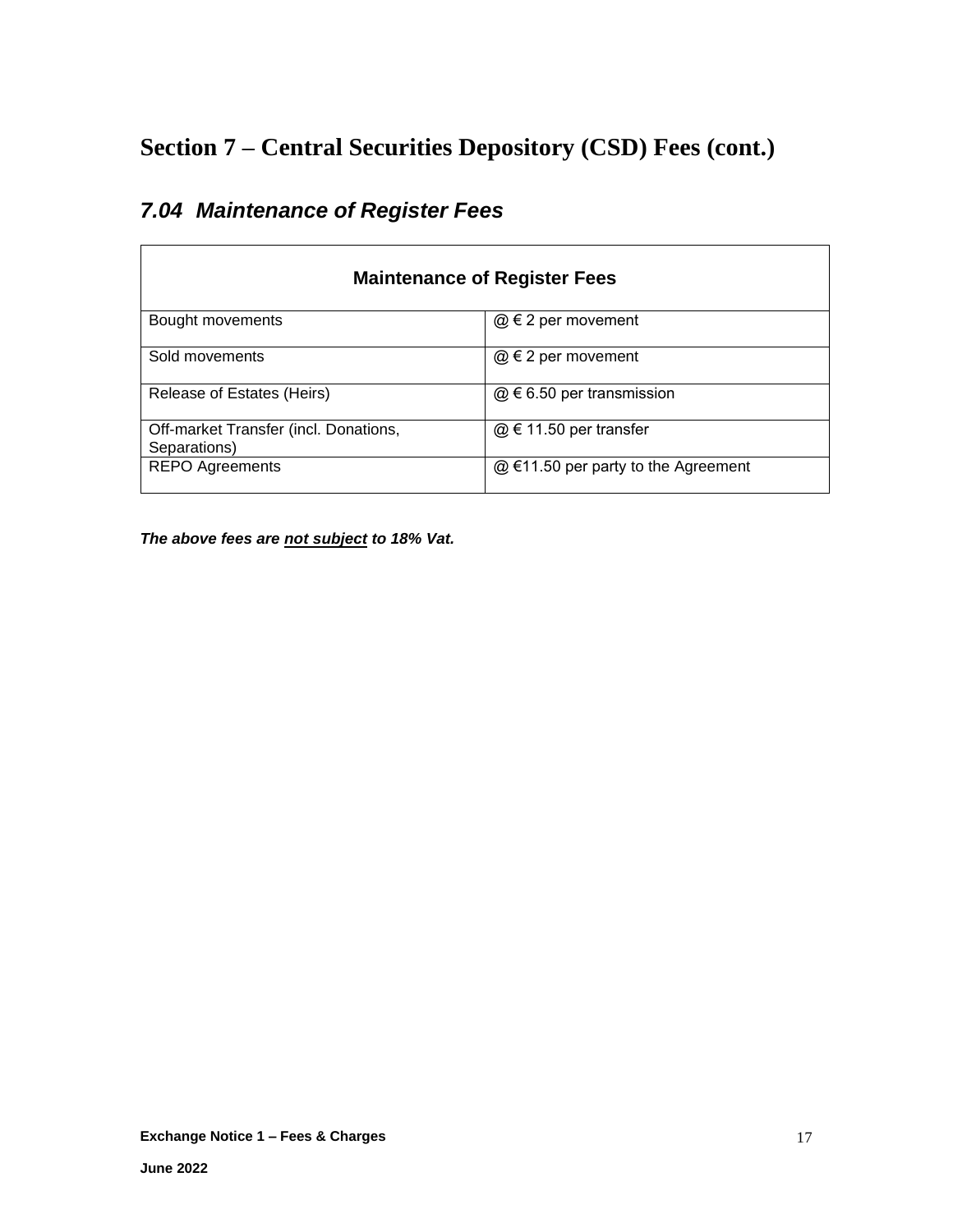# Section 7 – Central Securities Depository (CSD) Fees (cont.)

## *7.04 Maintenance of Register Fees*

| Maintenance of Register Fees | |
|---|---|
| Bought movements | @ € 2 per movement |
| Sold movements | @ € 2 per movement |
| Release of Estates (Heirs) | @ € 6.50 per transmission |
| Off-market Transfer (incl. Donations, Separations) | @ € 11.50 per transfer |
| REPO Agreements | @ €11.50 per party to the Agreement |

***The above fees are <u>not subject</u> to 18% Vat.***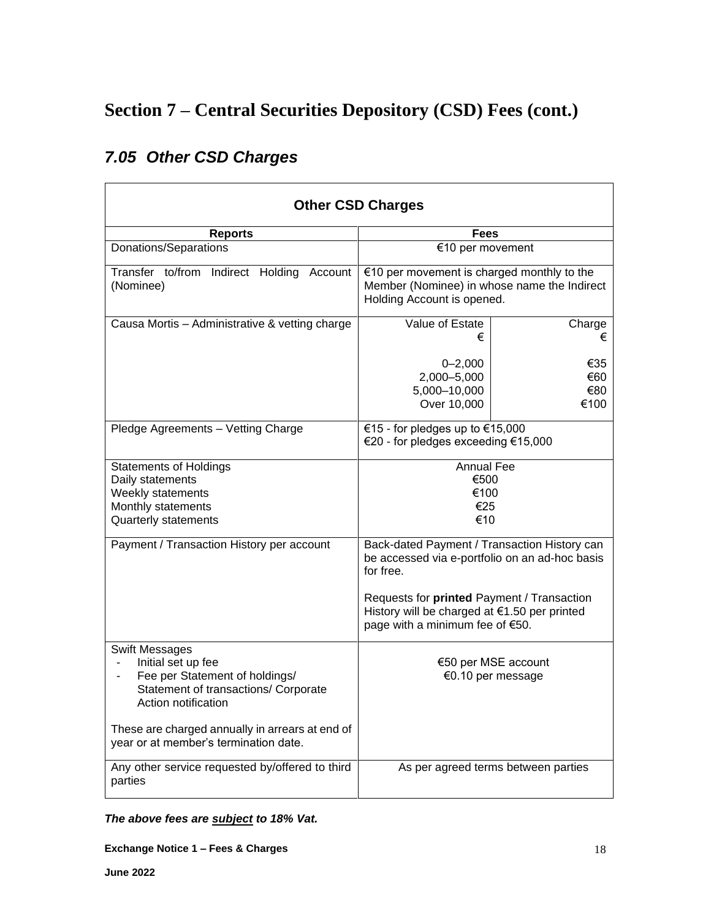# Section 7 – Central Securities Depository (CSD) Fees (cont.)

## *7.05 Other CSD Charges*

| Other CSD Charges | |
|---|---|
| **Reports** | **Fees** |
| Donations/Separations | €10 per movement |
| Transfer to/from Indirect Holding Account (Nominee) | €10 per movement is charged monthly to the Member (Nominee) in whose name the Indirect Holding Account is opened. |
| Causa Mortis – Administrative & vetting charge | Value of Estate € / Charge €<br><br>0–2,000: €35<br>2,000–5,000: €60<br>5,000–10,000: €80<br>Over 10,000: €100 |
| Pledge Agreements – Vetting Charge | €15 - for pledges up to €15,000<br>€20 - for pledges exceeding €15,000 |
| Statements of Holdings<br>Daily statements<br>Weekly statements<br>Monthly statements<br>Quarterly statements | Annual Fee<br>€500<br>€100<br>€25<br>€10 |
| Payment / Transaction History per account | Back-dated Payment / Transaction History can be accessed via e-portfolio on an ad-hoc basis for free.<br><br>Requests for **printed** Payment / Transaction History will be charged at €1.50 per printed page with a minimum fee of €50. |
| Swift Messages<br>- Initial set up fee<br>- Fee per Statement of holdings/ Statement of transactions/ Corporate Action notification<br><br>These are charged annually in arrears at end of year or at member's termination date. | €50 per MSE account<br>€0.10 per message |
| Any other service requested by/offered to third parties | As per agreed terms between parties |

***The above fees are <u>subject</u> to 18% Vat.***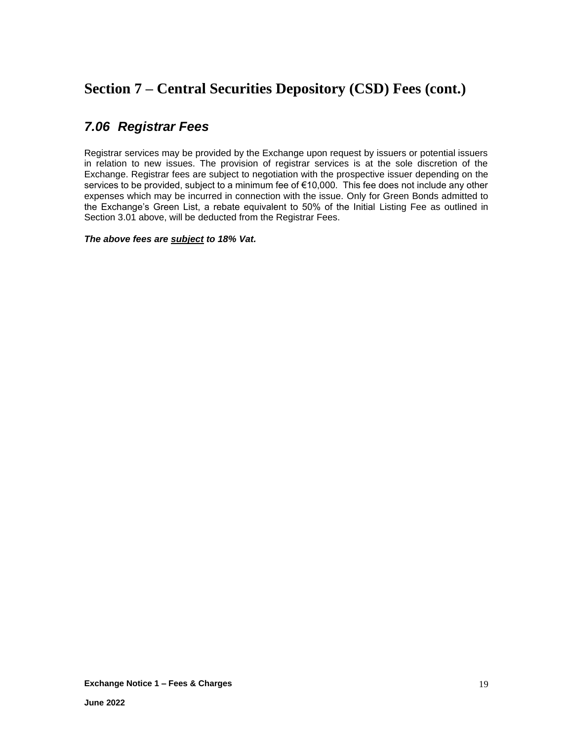# Section 7 – Central Securities Depository (CSD) Fees (cont.)

## *7.06 Registrar Fees*

Registrar services may be provided by the Exchange upon request by issuers or potential issuers in relation to new issues. The provision of registrar services is at the sole discretion of the Exchange. Registrar fees are subject to negotiation with the prospective issuer depending on the services to be provided, subject to a minimum fee of €10,000. This fee does not include any other expenses which may be incurred in connection with the issue. Only for Green Bonds admitted to the Exchange's Green List, a rebate equivalent to 50% of the Initial Listing Fee as outlined in Section 3.01 above, will be deducted from the Registrar Fees.

***The above fees are <u>subject</u> to 18% Vat.***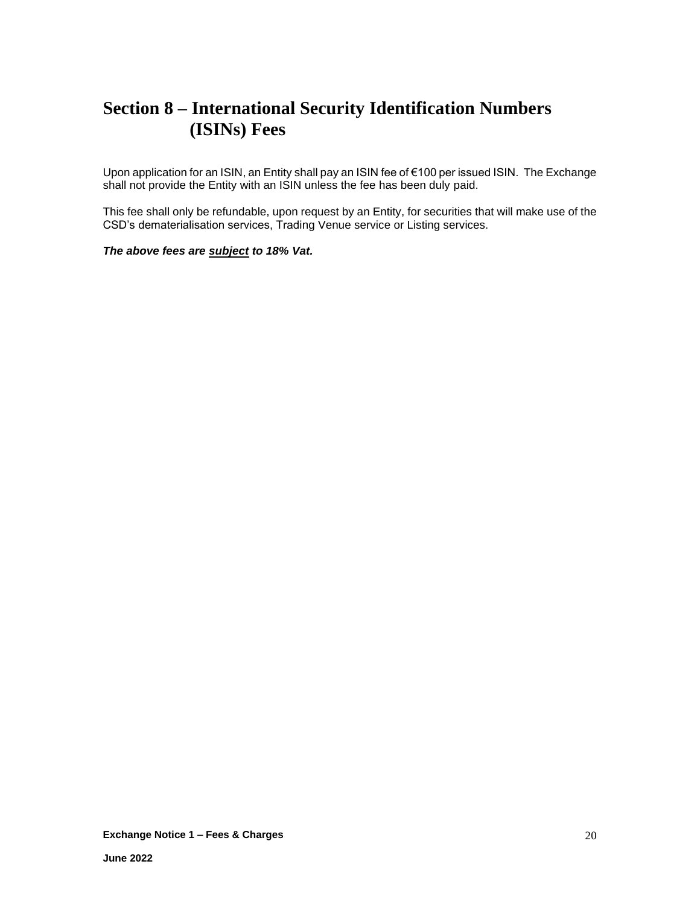# Section 8 – International Security Identification Numbers (ISINs) Fees

Upon application for an ISIN, an Entity shall pay an ISIN fee of €100 per issued ISIN. The Exchange shall not provide the Entity with an ISIN unless the fee has been duly paid.

This fee shall only be refundable, upon request by an Entity, for securities that will make use of the CSD's dematerialisation services, Trading Venue service or Listing services.

***The above fees are <u>subject</u> to 18% Vat.***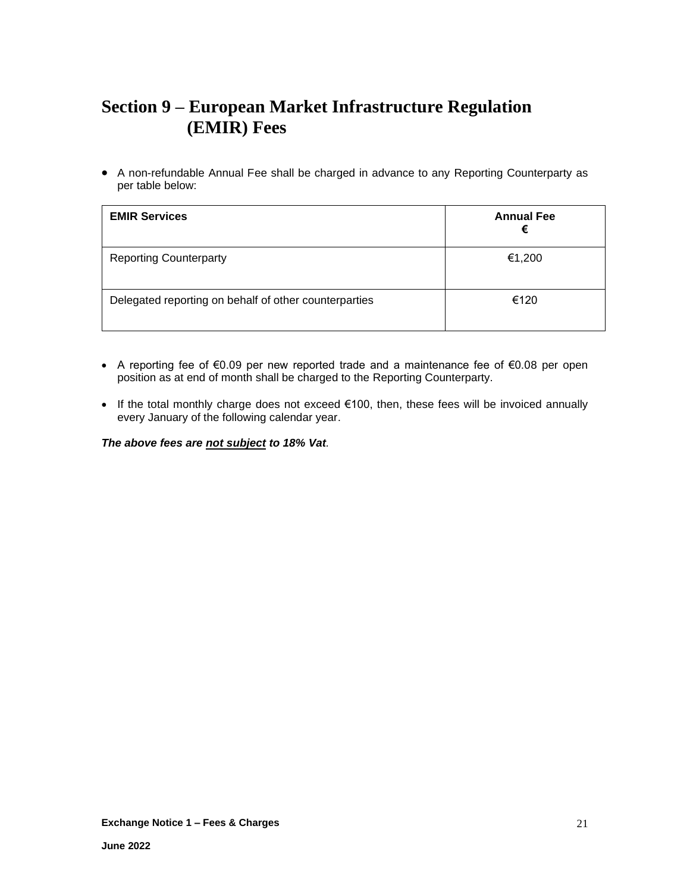# Section 9 – European Market Infrastructure Regulation (EMIR) Fees

- A non-refundable Annual Fee shall be charged in advance to any Reporting Counterparty as per table below:

| **EMIR Services** | **Annual Fee €** |
|---|---|
| Reporting Counterparty | €1,200 |
| Delegated reporting on behalf of other counterparties | €120 |

- A reporting fee of €0.09 per new reported trade and a maintenance fee of €0.08 per open position as at end of month shall be charged to the Reporting Counterparty.

- If the total monthly charge does not exceed €100, then, these fees will be invoiced annually every January of the following calendar year.

***The above fees are <u>not subject</u> to 18% Vat.***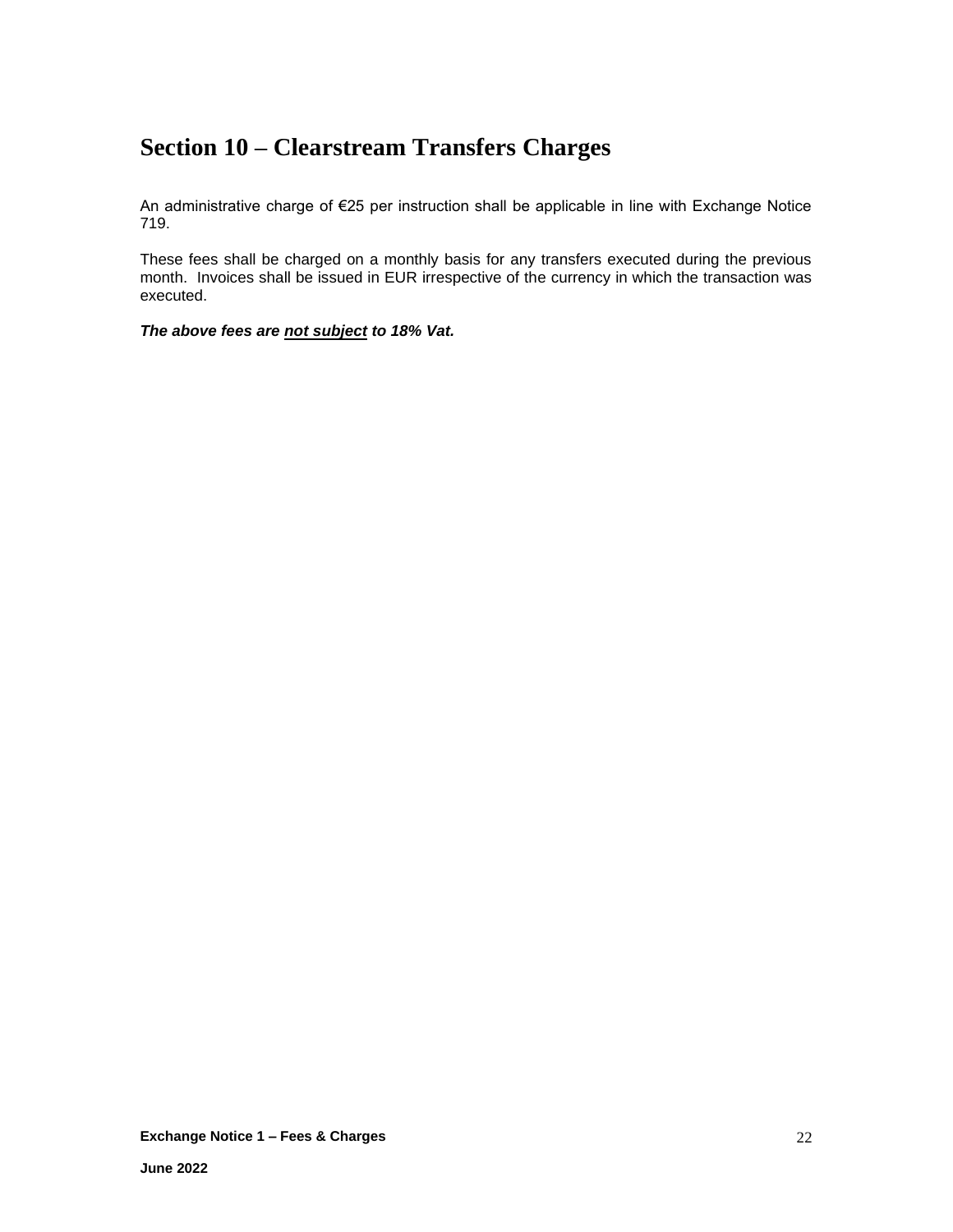# Section 10 – Clearstream Transfers Charges

An administrative charge of €25 per instruction shall be applicable in line with Exchange Notice 719.

These fees shall be charged on a monthly basis for any transfers executed during the previous month. Invoices shall be issued in EUR irrespective of the currency in which the transaction was executed.

***The above fees are <u>not subject</u> to 18% Vat.***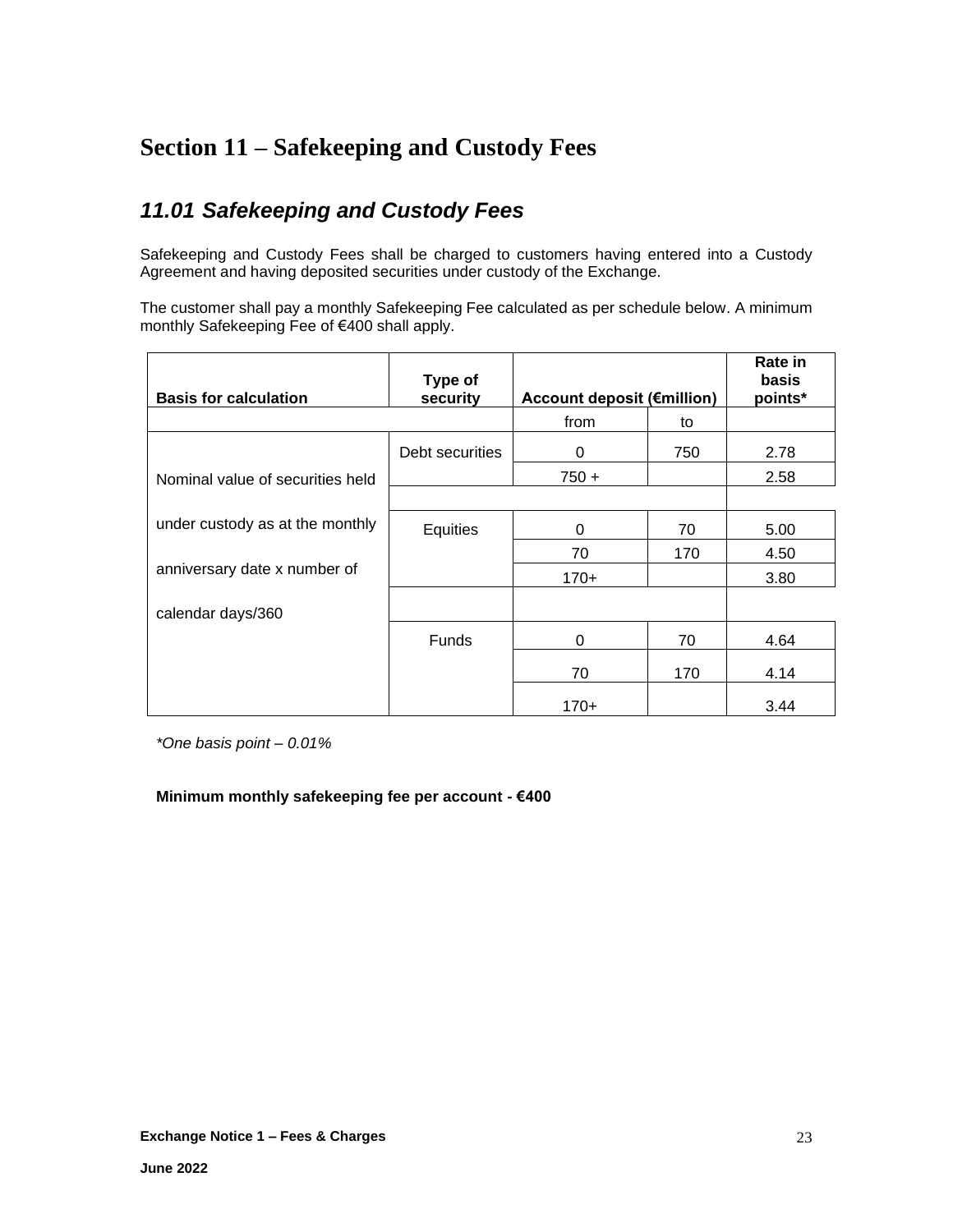# Section 11 – Safekeeping and Custody Fees

## *11.01 Safekeeping and Custody Fees*

Safekeeping and Custody Fees shall be charged to customers having entered into a Custody Agreement and having deposited securities under custody of the Exchange.

The customer shall pay a monthly Safekeeping Fee calculated as per schedule below. A minimum monthly Safekeeping Fee of €400 shall apply.

| Basis for calculation | Type of security | Account deposit (€million) | | Rate in basis points* |
|---|---|---|---|---|
| | | from | to | |
| Nominal value of securities held under custody as at the monthly anniversary date x number of calendar days/360 | Debt securities | 0 | 750 | 2.78 |
| | | 750 + | | 2.58 |
| | | | | |
| | Equities | 0 | 70 | 5.00 |
| | | 70 | 170 | 4.50 |
| | | 170+ | | 3.80 |
| | | | | |
| | Funds | 0 | 70 | 4.64 |
| | | 70 | 170 | 4.14 |
| | | 170+ | | 3.44 |

*\*One basis point – 0.01%*

**Minimum monthly safekeeping fee per account - €400**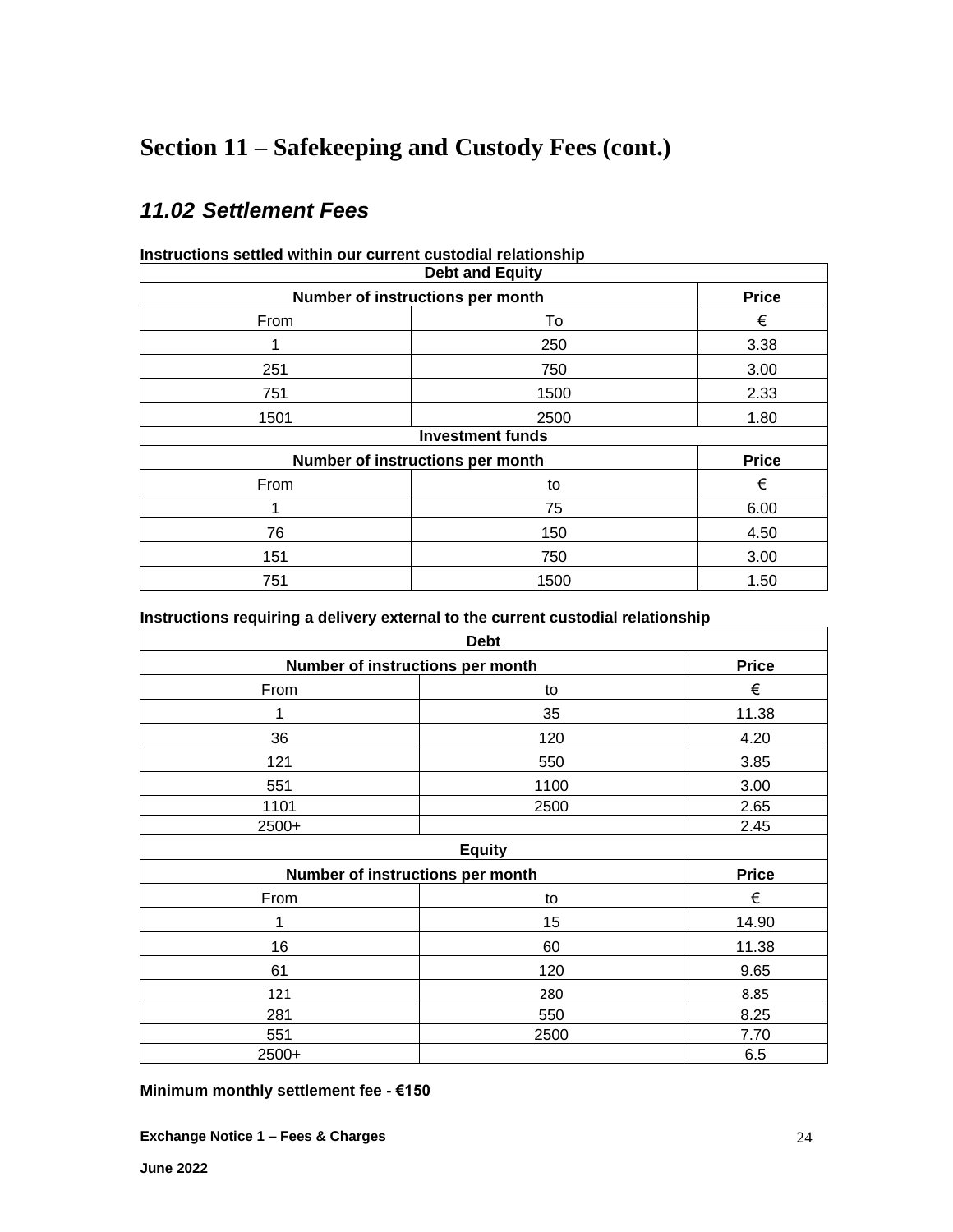# Section 11 – Safekeeping and Custody Fees (cont.)

## *11.02 Settlement Fees*

**Instructions settled within our current custodial relationship**

| **Debt and Equity** | | |
|---|---|---|
| **Number of instructions per month** | | **Price** |
| From | To | € |
| 1 | 250 | 3.38 |
| 251 | 750 | 3.00 |
| 751 | 1500 | 2.33 |
| 1501 | 2500 | 1.80 |
| **Investment funds** | | |
| **Number of instructions per month** | | **Price** |
| From | to | € |
| 1 | 75 | 6.00 |
| 76 | 150 | 4.50 |
| 151 | 750 | 3.00 |
| 751 | 1500 | 1.50 |

**Instructions requiring a delivery external to the current custodial relationship**

| **Debt** | | |
|---|---|---|
| **Number of instructions per month** | | **Price** |
| From | to | € |
| 1 | 35 | 11.38 |
| 36 | 120 | 4.20 |
| 121 | 550 | 3.85 |
| 551 | 1100 | 3.00 |
| 1101 | 2500 | 2.65 |
| 2500+ | | 2.45 |
| **Equity** | | |
| **Number of instructions per month** | | **Price** |
| From | to | € |
| 1 | 15 | 14.90 |
| 16 | 60 | 11.38 |
| 61 | 120 | 9.65 |
| 121 | 280 | 8.85 |
| 281 | 550 | 8.25 |
| 551 | 2500 | 7.70 |
| 2500+ | | 6.5 |

**Minimum monthly settlement fee - €150**

**Exchange Notice 1 – Fees & Charges**

**June 2022**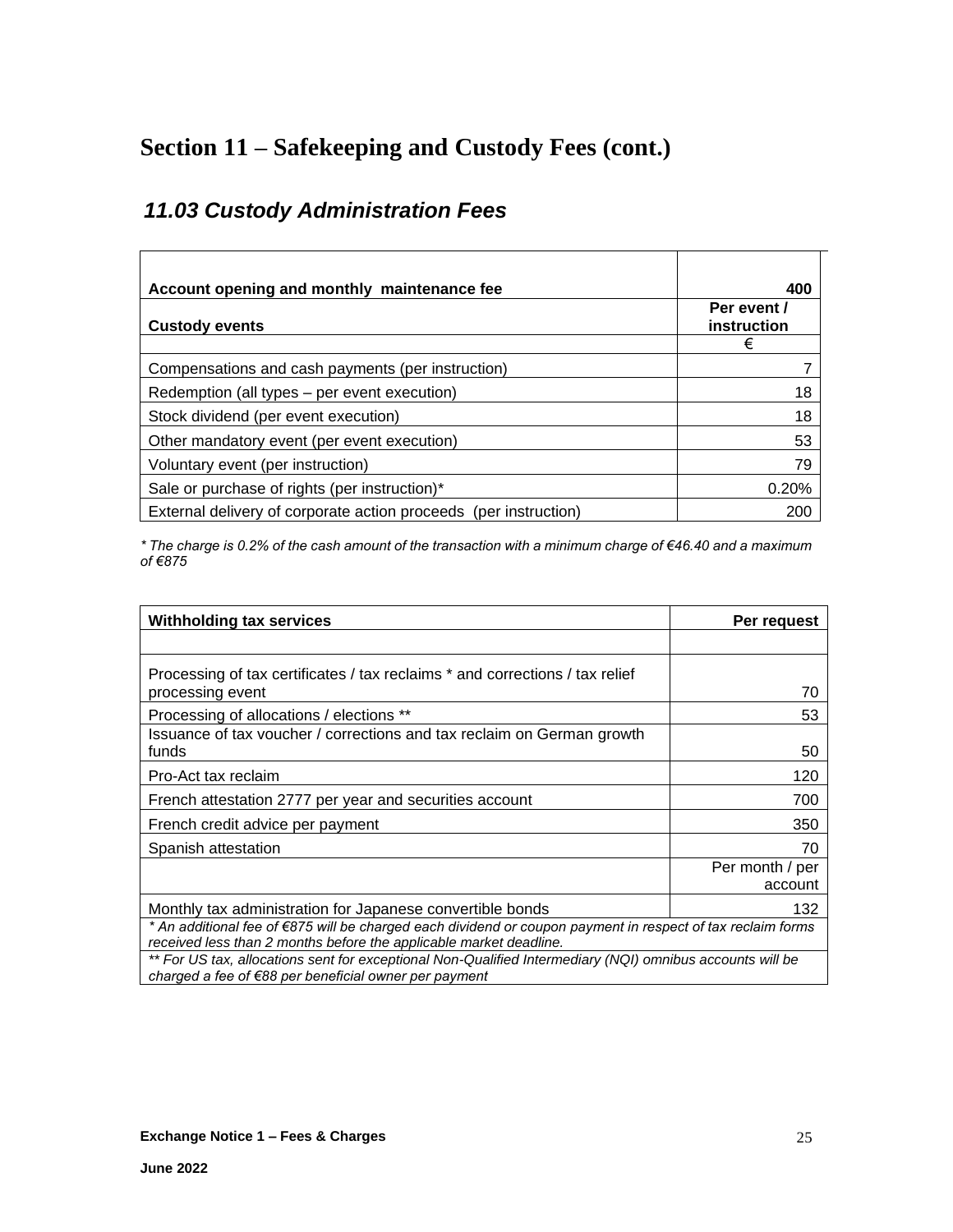# Section 11 – Safekeeping and Custody Fees (cont.)

## *11.03 Custody Administration Fees*

| **Account opening and monthly maintenance fee** | **400** |
|---|---|
| **Custody events** | **Per event / instruction** |
| | € |
| Compensations and cash payments (per instruction) | 7 |
| Redemption (all types – per event execution) | 18 |
| Stock dividend (per event execution) | 18 |
| Other mandatory event (per event execution) | 53 |
| Voluntary event (per instruction) | 79 |
| Sale or purchase of rights (per instruction)* | 0.20% |
| External delivery of corporate action proceeds (per instruction) | 200 |

*\* The charge is 0.2% of the cash amount of the transaction with a minimum charge of €46.40 and a maximum of €875*

| **Withholding tax services** | **Per request** |
|---|---|
| | |
| Processing of tax certificates / tax reclaims * and corrections / tax relief processing event | 70 |
| Processing of allocations / elections ** | 53 |
| Issuance of tax voucher / corrections and tax reclaim on German growth funds | 50 |
| Pro-Act tax reclaim | 120 |
| French attestation 2777 per year and securities account | 700 |
| French credit advice per payment | 350 |
| Spanish attestation | 70 |
| | Per month / per account |
| Monthly tax administration for Japanese convertible bonds | 132 |
| *\* An additional fee of €875 will be charged each dividend or coupon payment in respect of tax reclaim forms received less than 2 months before the applicable market deadline.* | |
| *\*\* For US tax, allocations sent for exceptional Non-Qualified Intermediary (NQI) omnibus accounts will be charged a fee of €88 per beneficial owner per payment* | |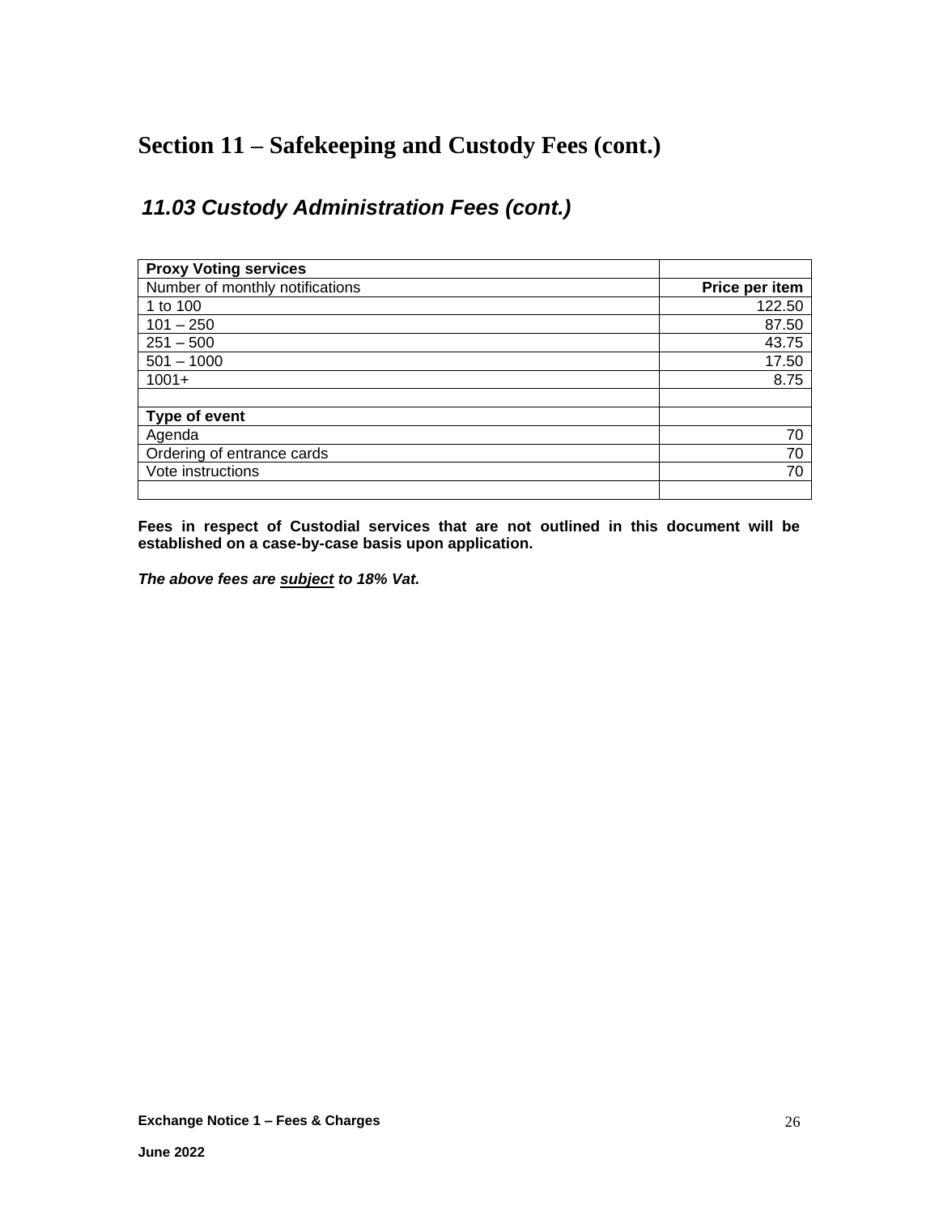# Section 11 – Safekeeping and Custody Fees (cont.)

## *11.03 Custody Administration Fees (cont.)*

| | |
|---|---|
| **Proxy Voting services** | |
| Number of monthly notifications | **Price per item** |
| 1 to 100 | 122.50 |
| 101 – 250 | 87.50 |
| 251 – 500 | 43.75 |
| 501 – 1000 | 17.50 |
| 1001+ | 8.75 |
| | |
| **Type of event** | |
| Agenda | 70 |
| Ordering of entrance cards | 70 |
| Vote instructions | 70 |
| | |

**Fees in respect of Custodial services that are not outlined in this document will be established on a case-by-case basis upon application.**

***The above fees are <u>subject</u> to 18% Vat.***